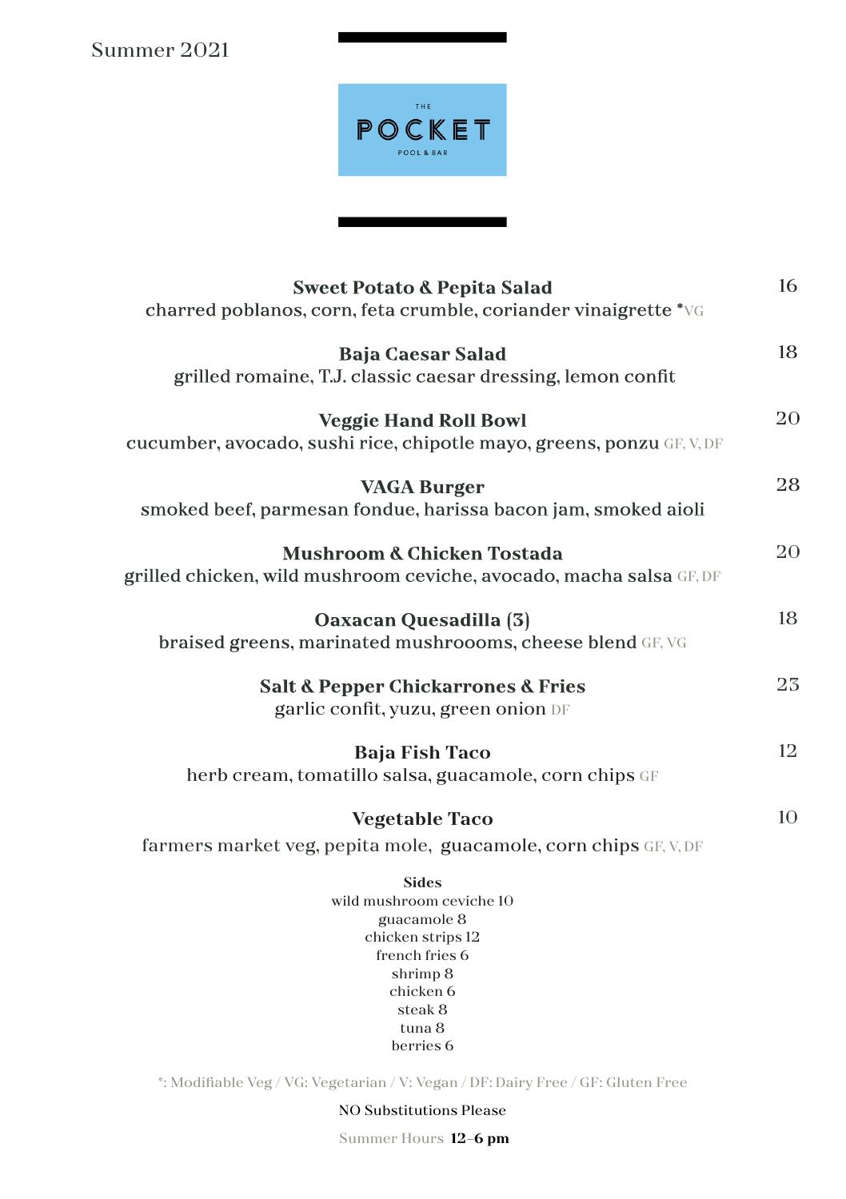Summer 2021

THE
# POCKET
POOL & BAR

**Sweet Potato & Pepita Salad** — 16
charred poblanos, corn, feta crumble, coriander vinaigrette *VG

**Baja Caesar Salad** — 18
grilled romaine, T.J. classic caesar dressing, lemon confit

**Veggie Hand Roll Bowl** — 20
cucumber, avocado, sushi rice, chipotle mayo, greens, ponzu GF, V, DF

**VAGA Burger** — 28
smoked beef, parmesan fondue, harissa bacon jam, smoked aioli

**Mushroom & Chicken Tostada** — 20
grilled chicken, wild mushroom ceviche, avocado, macha salsa GF, DF

**Oaxacan Quesadilla (3)** — 18
braised greens, marinated mushroooms, cheese blend GF, VG

**Salt & Pepper Chickarrones & Fries** — 23
garlic confit, yuzu, green onion DF

**Baja Fish Taco** — 12
herb cream, tomatillo salsa, guacamole, corn chips GF

**Vegetable Taco** — 10
farmers market veg, pepita mole, guacamole, corn chips GF, V, DF

**Sides**

wild mushroom ceviche 10
guacamole 8
chicken strips 12
french fries 6
shrimp 8
chicken 6
steak 8
tuna 8
berries 6

*: Modifiable Veg / VG: Vegetarian / V: Vegan / DF: Dairy Free / GF: Gluten Free

NO Substitutions Please

Summer Hours **12–6 pm**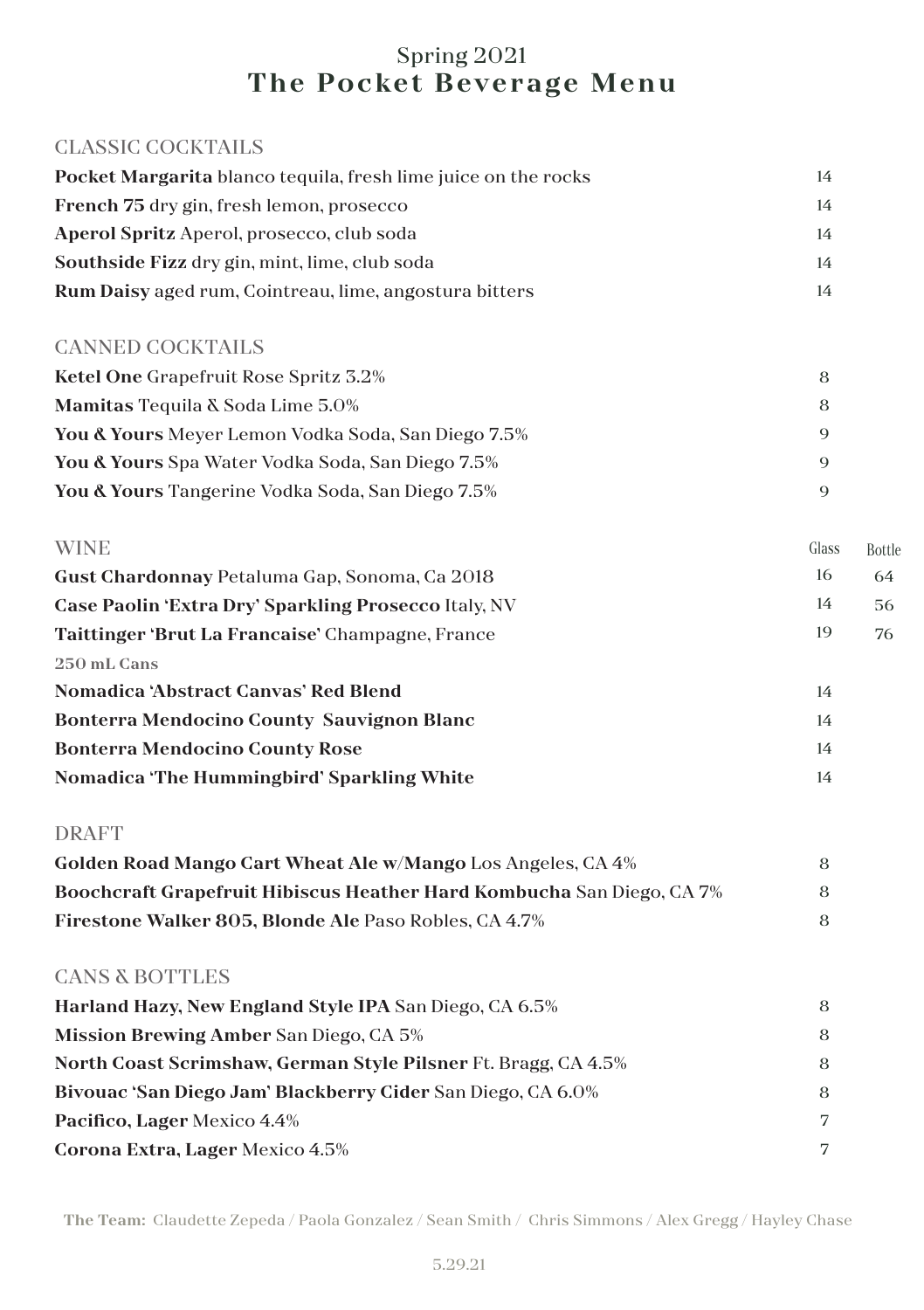Spring 2021

# The Pocket Beverage Menu

## CLASSIC COCKTAILS

| | |
|---|---|
| **Pocket Margarita** blanco tequila, fresh lime juice on the rocks | 14 |
| **French 75** dry gin, fresh lemon, prosecco | 14 |
| **Aperol Spritz** Aperol, prosecco, club soda | 14 |
| **Southside Fizz** dry gin, mint, lime, club soda | 14 |
| **Rum Daisy** aged rum, Cointreau, lime, angostura bitters | 14 |

## CANNED COCKTAILS

| | |
|---|---|
| **Ketel One** Grapefruit Rose Spritz 3.2% | 8 |
| **Mamitas** Tequila & Soda Lime 5.0% | 8 |
| **You & Yours** Meyer Lemon Vodka Soda, San Diego 7.5% | 9 |
| **You & Yours** Spa Water Vodka Soda, San Diego 7.5% | 9 |
| **You & Yours** Tangerine Vodka Soda, San Diego 7.5% | 9 |

## WINE

| | Glass | Bottle |
|---|---|---|
| **Gust Chardonnay** Petaluma Gap, Sonoma, Ca 2018 | 16 | 64 |
| **Case Paolin 'Extra Dry' Sparkling Prosecco** Italy, NV | 14 | 56 |
| **Taittinger 'Brut La Francaise'** Champagne, France | 19 | 76 |
| **250 mL Cans** | | |
| **Nomadica 'Abstract Canvas' Red Blend** | 14 | |
| **Bonterra Mendocino County Sauvignon Blanc** | 14 | |
| **Bonterra Mendocino County Rose** | 14 | |
| **Nomadica 'The Hummingbird' Sparkling White** | 14 | |

## DRAFT

| | |
|---|---|
| **Golden Road Mango Cart Wheat Ale w/Mango** Los Angeles, CA 4% | 8 |
| **Boochcraft Grapefruit Hibiscus Heather Hard Kombucha** San Diego, CA 7% | 8 |
| **Firestone Walker 805, Blonde Ale** Paso Robles, CA 4.7% | 8 |

## CANS & BOTTLES

| | |
|---|---|
| **Harland Hazy, New England Style IPA** San Diego, CA 6.5% | 8 |
| **Mission Brewing Amber** San Diego, CA 5% | 8 |
| **North Coast Scrimshaw, German Style Pilsner** Ft. Bragg, CA 4.5% | 8 |
| **Bivouac 'San Diego Jam' Blackberry Cider** San Diego, CA 6.0% | 8 |
| **Pacifico, Lager** Mexico 4.4% | 7 |
| **Corona Extra, Lager** Mexico 4.5% | 7 |

**The Team:** Claudette Zepeda / Paola Gonzalez / Sean Smith / Chris Simmons / Alex Gregg / Hayley Chase

5.29.21